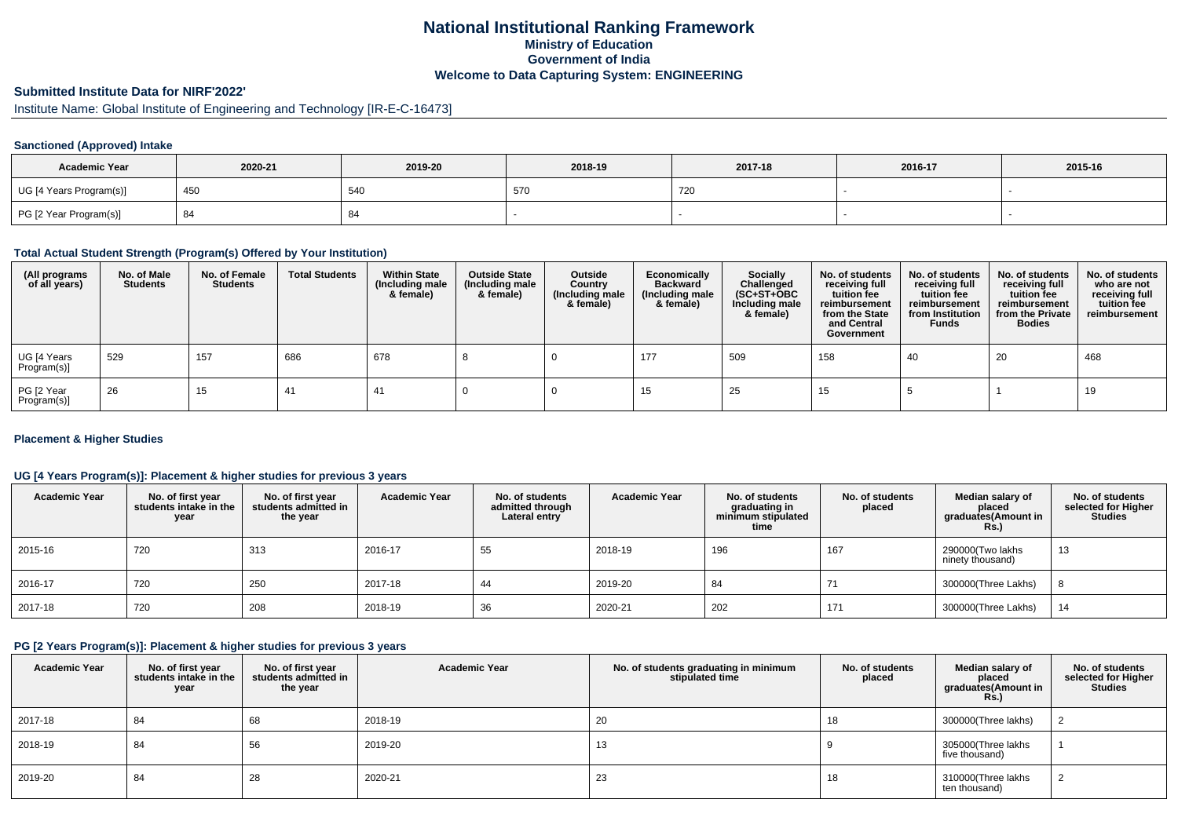# National Institutional Ranking Framework
## Ministry of Education
## Government of India
## Welcome to Data Capturing System: ENGINEERING

### Submitted Institute Data for NIRF'2022'

Institute Name: Global Institute of Engineering and Technology [IR-E-C-16473]

#### Sanctioned (Approved) Intake

| Academic Year | 2020-21 | 2019-20 | 2018-19 | 2017-18 | 2016-17 | 2015-16 |
|---|---|---|---|---|---|---|
| UG [4 Years Program(s)] | 450 | 540 | 570 | 720 | - | - |
| PG [2 Year Program(s)] | 84 | 84 | - | - | - | - |

#### Total Actual Student Strength (Program(s) Offered by Your Institution)

| (All programs of all years) | No. of Male Students | No. of Female Students | Total Students | Within State (Including male & female) | Outside State (Including male & female) | Outside Country (Including male & female) | Economically Backward (Including male & female) | Socially Challenged (SC+ST+OBC Including male & female) | No. of students receiving full tuition fee reimbursement from the State and Central Government | No. of students receiving full tuition fee reimbursement from Institution Funds | No. of students receiving full tuition fee reimbursement from the Private Bodies | No. of students who are not receiving full tuition fee reimbursement |
|---|---|---|---|---|---|---|---|---|---|---|---|---|
| UG [4 Years Program(s)] | 529 | 157 | 686 | 678 | 8 | 0 | 177 | 509 | 158 | 40 | 20 | 468 |
| PG [2 Year Program(s)] | 26 | 15 | 41 | 41 | 0 | 0 | 15 | 25 | 15 | 5 | 1 | 19 |

#### Placement & Higher Studies

#### UG [4 Years Program(s)]: Placement & higher studies for previous 3 years

| Academic Year | No. of first year students intake in the year | No. of first year students admitted in the year | Academic Year | No. of students admitted through Lateral entry | Academic Year | No. of students graduating in minimum stipulated time | No. of students placed | Median salary of placed graduates(Amount in Rs.) | No. of students selected for Higher Studies |
|---|---|---|---|---|---|---|---|---|---|
| 2015-16 | 720 | 313 | 2016-17 | 55 | 2018-19 | 196 | 167 | 290000(Two lakhs ninety thousand) | 13 |
| 2016-17 | 720 | 250 | 2017-18 | 44 | 2019-20 | 84 | 71 | 300000(Three Lakhs) | 8 |
| 2017-18 | 720 | 208 | 2018-19 | 36 | 2020-21 | 202 | 171 | 300000(Three Lakhs) | 14 |

#### PG [2 Years Program(s)]: Placement & higher studies for previous 3 years

| Academic Year | No. of first year students intake in the year | No. of first year students admitted in the year | Academic Year | No. of students graduating in minimum stipulated time | No. of students placed | Median salary of placed graduates(Amount in Rs.) | No. of students selected for Higher Studies |
|---|---|---|---|---|---|---|---|
| 2017-18 | 84 | 68 | 2018-19 | 20 | 18 | 300000(Three lakhs) | 2 |
| 2018-19 | 84 | 56 | 2019-20 | 13 | 9 | 305000(Three lakhs five thousand) | 1 |
| 2019-20 | 84 | 28 | 2020-21 | 23 | 18 | 310000(Three lakhs ten thousand) | 2 |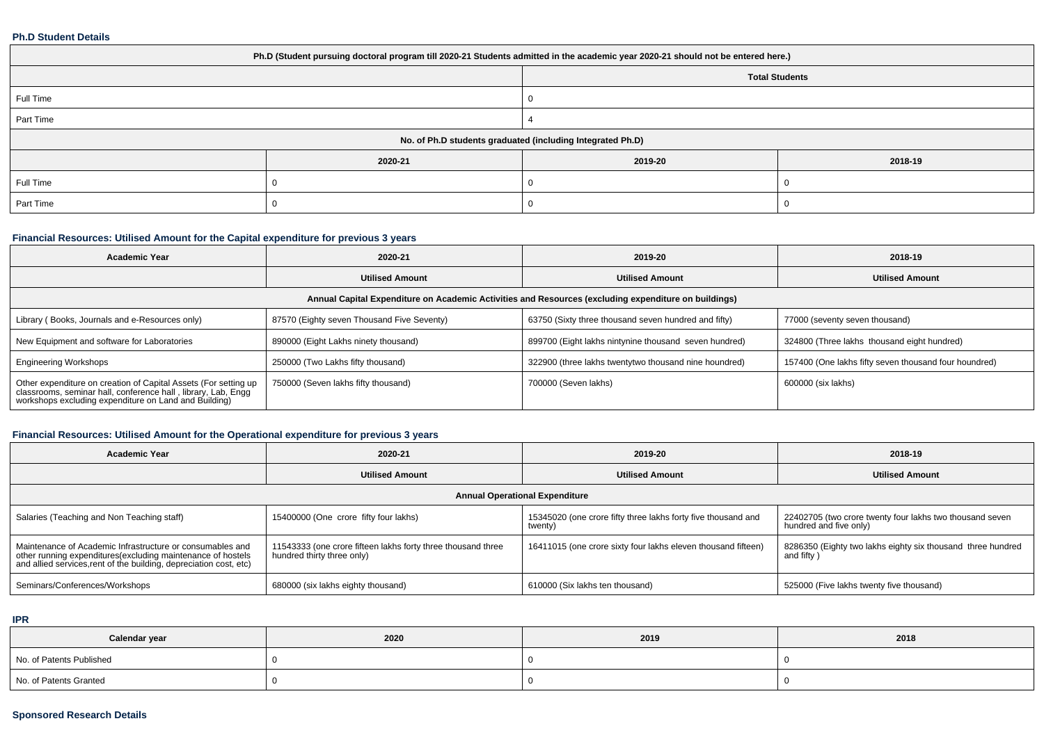**Ph.D Student Details**

| Ph.D (Student pursuing doctoral program till 2020-21 Students admitted in the academic year 2020-21 should not be entered here.) | | | |
|---|---|---|---|
| | | Total Students | |
| Full Time | | 0 | |
| Part Time | | 4 | |
| No. of Ph.D students graduated (including Integrated Ph.D) | | | |
| | 2020-21 | 2019-20 | 2018-19 |
| Full Time | 0 | 0 | 0 |
| Part Time | 0 | 0 | 0 |

**Financial Resources: Utilised Amount for the Capital expenditure for previous 3 years**

| Academic Year | 2020-21 | 2019-20 | 2018-19 |
|---|---|---|---|
| | Utilised Amount | Utilised Amount | Utilised Amount |
| Annual Capital Expenditure on Academic Activities and Resources (excluding expenditure on buildings) | | | |
| Library ( Books, Journals and e-Resources only) | 87570 (Eighty seven Thousand Five Seventy) | 63750 (Sixty three thousand seven hundred and fifty) | 77000 (seventy seven thousand) |
| New Equipment and software for Laboratories | 890000 (Eight Lakhs ninety thousand) | 899700 (Eight lakhs nintynine thousand seven hundred) | 324800 (Three lakhs thousand eight hundred) |
| Engineering Workshops | 250000 (Two Lakhs fifty thousand) | 322900 (three lakhs twentytwo thousand nine houndred) | 157400 (One lakhs fifty seven thousand four houndred) |
| Other expenditure on creation of Capital Assets (For setting up classrooms, seminar hall, conference hall , library, Lab, Engg workshops excluding expenditure on Land and Building) | 750000 (Seven lakhs fifty thousand) | 700000 (Seven lakhs) | 600000 (six lakhs) |

**Financial Resources: Utilised Amount for the Operational expenditure for previous 3 years**

| Academic Year | 2020-21 | 2019-20 | 2018-19 |
|---|---|---|---|
| | Utilised Amount | Utilised Amount | Utilised Amount |
| Annual Operational Expenditure | | | |
| Salaries (Teaching and Non Teaching staff) | 15400000 (One crore fifty four lakhs) | 15345020 (one crore fifty three lakhs forty five thousand and twenty) | 22402705 (two crore twenty four lakhs two thousand seven hundred and five only) |
| Maintenance of Academic Infrastructure or consumables and other running expenditures(excluding maintenance of hostels and allied services,rent of the building, depreciation cost, etc) | 11543333 (one crore fifteen lakhs forty three thousand three hundred thirty three only) | 16411015 (one crore sixty four lakhs eleven thousand fifteen) | 8286350 (Eighty two lakhs eighty six thousand three hundred and fifty ) |
| Seminars/Conferences/Workshops | 680000 (six lakhs eighty thousand) | 610000 (Six lakhs ten thousand) | 525000 (Five lakhs twenty five thousand) |

**IPR**

| Calendar year | 2020 | 2019 | 2018 |
|---|---|---|---|
| No. of Patents Published | 0 | 0 | 0 |
| No. of Patents Granted | 0 | 0 | 0 |

**Sponsored Research Details**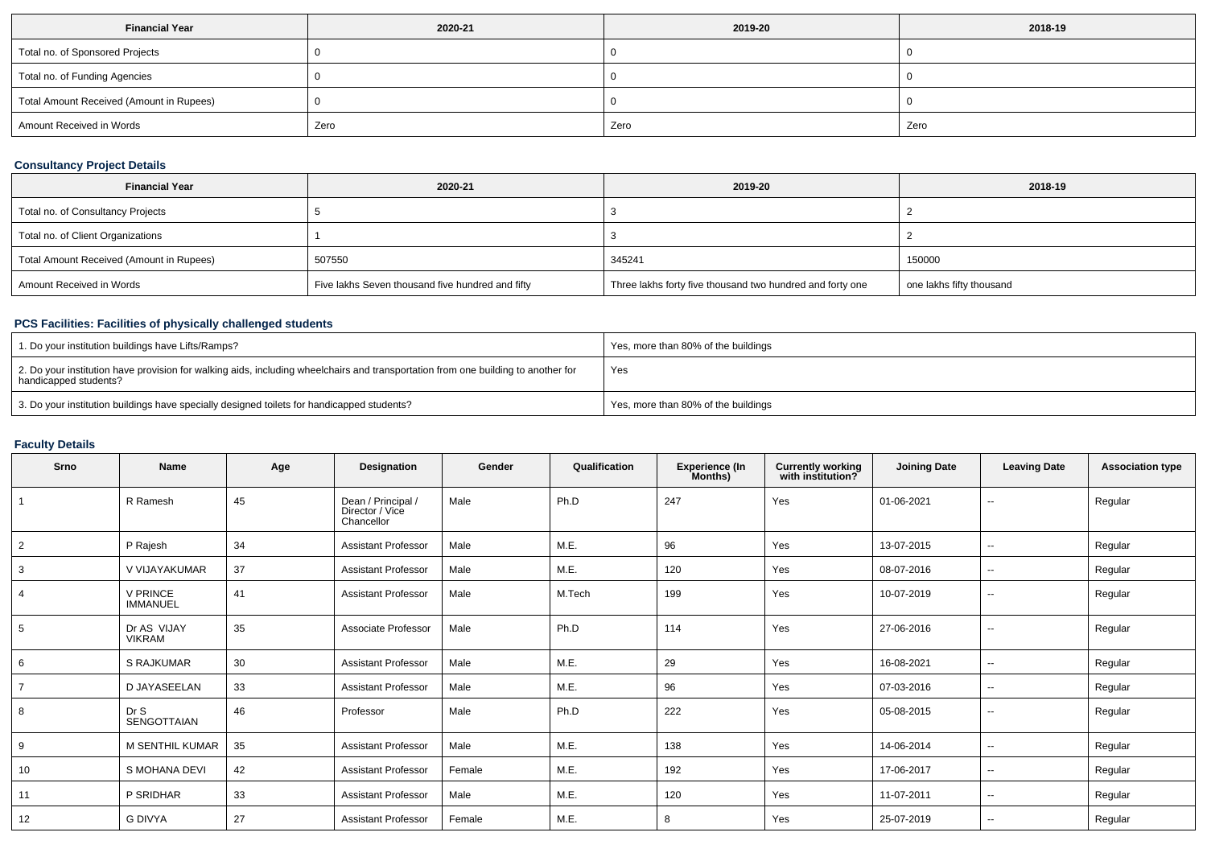| Financial Year | 2020-21 | 2019-20 | 2018-19 |
|---|---|---|---|
| Total no. of Sponsored Projects | 0 | 0 | 0 |
| Total no. of Funding Agencies | 0 | 0 | 0 |
| Total Amount Received (Amount in Rupees) | 0 | 0 | 0 |
| Amount Received in Words | Zero | Zero | Zero |

### Consultancy Project Details

| Financial Year | 2020-21 | 2019-20 | 2018-19 |
|---|---|---|---|
| Total no. of Consultancy Projects | 5 | 3 | 2 |
| Total no. of Client Organizations | 1 | 3 | 2 |
| Total Amount Received (Amount in Rupees) | 507550 | 345241 | 150000 |
| Amount Received in Words | Five lakhs Seven thousand five hundred and fifty | Three lakhs forty five thousand two hundred and forty one | one lakhs fifty thousand |

### PCS Facilities: Facilities of physically challenged students

| | |
|---|---|
| 1. Do your institution buildings have Lifts/Ramps? | Yes, more than 80% of the buildings |
| 2. Do your institution have provision for walking aids, including wheelchairs and transportation from one building to another for handicapped students? | Yes |
| 3. Do your institution buildings have specially designed toilets for handicapped students? | Yes, more than 80% of the buildings |

### Faculty Details

| Srno | Name | Age | Designation | Gender | Qualification | Experience (In Months) | Currently working with institution? | Joining Date | Leaving Date | Association type |
|---|---|---|---|---|---|---|---|---|---|---|
| 1 | R Ramesh | 45 | Dean / Principal / Director / Vice Chancellor | Male | Ph.D | 247 | Yes | 01-06-2021 | -- | Regular |
| 2 | P Rajesh | 34 | Assistant Professor | Male | M.E. | 96 | Yes | 13-07-2015 | -- | Regular |
| 3 | V VIJAYAKUMAR | 37 | Assistant Professor | Male | M.E. | 120 | Yes | 08-07-2016 | -- | Regular |
| 4 | V PRINCE IMMANUEL | 41 | Assistant Professor | Male | M.Tech | 199 | Yes | 10-07-2019 | -- | Regular |
| 5 | Dr AS VIJAY VIKRAM | 35 | Associate Professor | Male | Ph.D | 114 | Yes | 27-06-2016 | -- | Regular |
| 6 | S RAJKUMAR | 30 | Assistant Professor | Male | M.E. | 29 | Yes | 16-08-2021 | -- | Regular |
| 7 | D JAYASEELAN | 33 | Assistant Professor | Male | M.E. | 96 | Yes | 07-03-2016 | -- | Regular |
| 8 | Dr S SENGOTTAIAN | 46 | Professor | Male | Ph.D | 222 | Yes | 05-08-2015 | -- | Regular |
| 9 | M SENTHIL KUMAR | 35 | Assistant Professor | Male | M.E. | 138 | Yes | 14-06-2014 | -- | Regular |
| 10 | S MOHANA DEVI | 42 | Assistant Professor | Female | M.E. | 192 | Yes | 17-06-2017 | -- | Regular |
| 11 | P SRIDHAR | 33 | Assistant Professor | Male | M.E. | 120 | Yes | 11-07-2011 | -- | Regular |
| 12 | G DIVYA | 27 | Assistant Professor | Female | M.E. | 8 | Yes | 25-07-2019 | -- | Regular |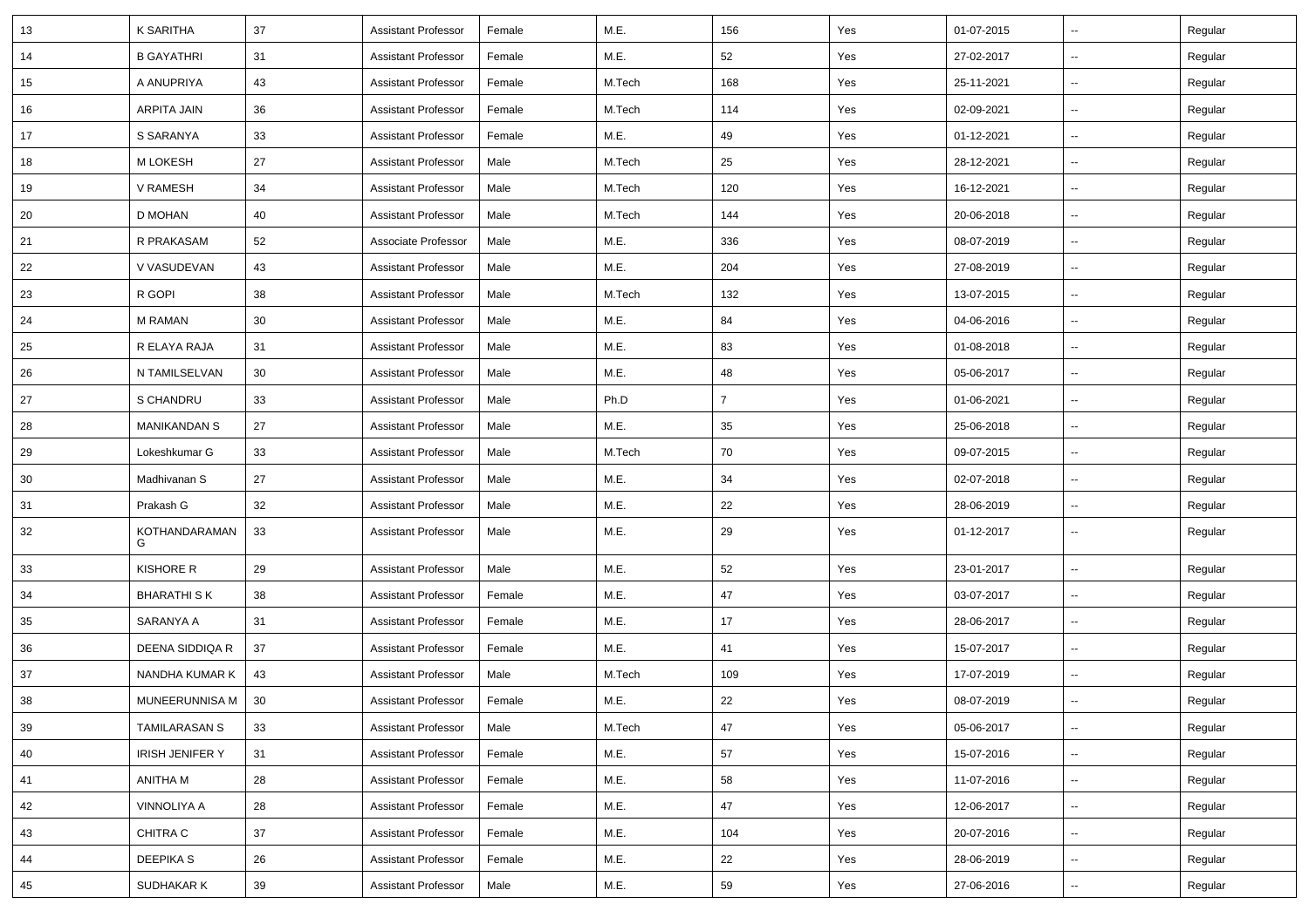| 13 | K SARITHA | 37 | Assistant Professor | Female | M.E. | 156 | Yes | 01-07-2015 | -- | Regular |
|---|---|---|---|---|---|---|---|---|---|---|
| 14 | B GAYATHRI | 31 | Assistant Professor | Female | M.E. | 52 | Yes | 27-02-2017 | -- | Regular |
| 15 | A ANUPRIYA | 43 | Assistant Professor | Female | M.Tech | 168 | Yes | 25-11-2021 | -- | Regular |
| 16 | ARPITA JAIN | 36 | Assistant Professor | Female | M.Tech | 114 | Yes | 02-09-2021 | -- | Regular |
| 17 | S SARANYA | 33 | Assistant Professor | Female | M.E. | 49 | Yes | 01-12-2021 | -- | Regular |
| 18 | M LOKESH | 27 | Assistant Professor | Male | M.Tech | 25 | Yes | 28-12-2021 | -- | Regular |
| 19 | V RAMESH | 34 | Assistant Professor | Male | M.Tech | 120 | Yes | 16-12-2021 | -- | Regular |
| 20 | D MOHAN | 40 | Assistant Professor | Male | M.Tech | 144 | Yes | 20-06-2018 | -- | Regular |
| 21 | R PRAKASAM | 52 | Associate Professor | Male | M.E. | 336 | Yes | 08-07-2019 | -- | Regular |
| 22 | V VASUDEVAN | 43 | Assistant Professor | Male | M.E. | 204 | Yes | 27-08-2019 | -- | Regular |
| 23 | R GOPI | 38 | Assistant Professor | Male | M.Tech | 132 | Yes | 13-07-2015 | -- | Regular |
| 24 | M RAMAN | 30 | Assistant Professor | Male | M.E. | 84 | Yes | 04-06-2016 | -- | Regular |
| 25 | R ELAYA RAJA | 31 | Assistant Professor | Male | M.E. | 83 | Yes | 01-08-2018 | -- | Regular |
| 26 | N TAMILSELVAN | 30 | Assistant Professor | Male | M.E. | 48 | Yes | 05-06-2017 | -- | Regular |
| 27 | S CHANDRU | 33 | Assistant Professor | Male | Ph.D | 7 | Yes | 01-06-2021 | -- | Regular |
| 28 | MANIKANDAN S | 27 | Assistant Professor | Male | M.E. | 35 | Yes | 25-06-2018 | -- | Regular |
| 29 | Lokeshkumar G | 33 | Assistant Professor | Male | M.Tech | 70 | Yes | 09-07-2015 | -- | Regular |
| 30 | Madhivanan S | 27 | Assistant Professor | Male | M.E. | 34 | Yes | 02-07-2018 | -- | Regular |
| 31 | Prakash G | 32 | Assistant Professor | Male | M.E. | 22 | Yes | 28-06-2019 | -- | Regular |
| 32 | KOTHANDARAMAN G | 33 | Assistant Professor | Male | M.E. | 29 | Yes | 01-12-2017 | -- | Regular |
| 33 | KISHORE R | 29 | Assistant Professor | Male | M.E. | 52 | Yes | 23-01-2017 | -- | Regular |
| 34 | BHARATHI S K | 38 | Assistant Professor | Female | M.E. | 47 | Yes | 03-07-2017 | -- | Regular |
| 35 | SARANYA A | 31 | Assistant Professor | Female | M.E. | 17 | Yes | 28-06-2017 | -- | Regular |
| 36 | DEENA SIDDIQA R | 37 | Assistant Professor | Female | M.E. | 41 | Yes | 15-07-2017 | -- | Regular |
| 37 | NANDHA KUMAR K | 43 | Assistant Professor | Male | M.Tech | 109 | Yes | 17-07-2019 | -- | Regular |
| 38 | MUNEERUNNISA M | 30 | Assistant Professor | Female | M.E. | 22 | Yes | 08-07-2019 | -- | Regular |
| 39 | TAMILARASAN S | 33 | Assistant Professor | Male | M.Tech | 47 | Yes | 05-06-2017 | -- | Regular |
| 40 | IRISH JENIFER Y | 31 | Assistant Professor | Female | M.E. | 57 | Yes | 15-07-2016 | -- | Regular |
| 41 | ANITHA M | 28 | Assistant Professor | Female | M.E. | 58 | Yes | 11-07-2016 | -- | Regular |
| 42 | VINNOLIYA A | 28 | Assistant Professor | Female | M.E. | 47 | Yes | 12-06-2017 | -- | Regular |
| 43 | CHITRA C | 37 | Assistant Professor | Female | M.E. | 104 | Yes | 20-07-2016 | -- | Regular |
| 44 | DEEPIKA S | 26 | Assistant Professor | Female | M.E. | 22 | Yes | 28-06-2019 | -- | Regular |
| 45 | SUDHAKAR K | 39 | Assistant Professor | Male | M.E. | 59 | Yes | 27-06-2016 | -- | Regular |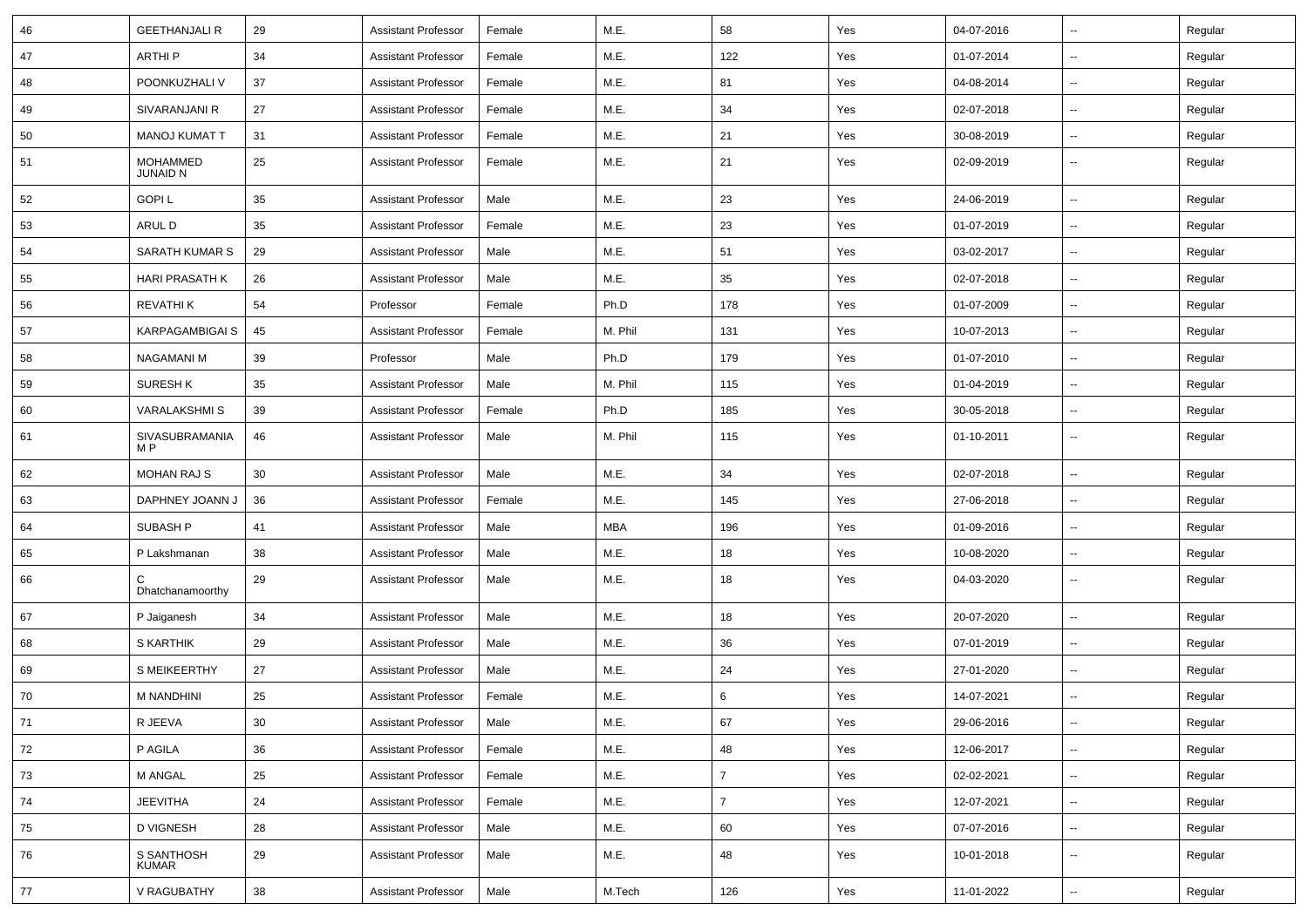| | | | | | | | | | | |
|---|---|---|---|---|---|---|---|---|---|---|
| 46 | GEETHANJALI R | 29 | Assistant Professor | Female | M.E. | 58 | Yes | 04-07-2016 | -- | Regular |
| 47 | ARTHI P | 34 | Assistant Professor | Female | M.E. | 122 | Yes | 01-07-2014 | -- | Regular |
| 48 | POONKUZHALI V | 37 | Assistant Professor | Female | M.E. | 81 | Yes | 04-08-2014 | -- | Regular |
| 49 | SIVARANJANI R | 27 | Assistant Professor | Female | M.E. | 34 | Yes | 02-07-2018 | -- | Regular |
| 50 | MANOJ KUMAT T | 31 | Assistant Professor | Female | M.E. | 21 | Yes | 30-08-2019 | -- | Regular |
| 51 | MOHAMMED JUNAID N | 25 | Assistant Professor | Female | M.E. | 21 | Yes | 02-09-2019 | -- | Regular |
| 52 | GOPI L | 35 | Assistant Professor | Male | M.E. | 23 | Yes | 24-06-2019 | -- | Regular |
| 53 | ARUL D | 35 | Assistant Professor | Female | M.E. | 23 | Yes | 01-07-2019 | -- | Regular |
| 54 | SARATH KUMAR S | 29 | Assistant Professor | Male | M.E. | 51 | Yes | 03-02-2017 | -- | Regular |
| 55 | HARI PRASATH K | 26 | Assistant Professor | Male | M.E. | 35 | Yes | 02-07-2018 | -- | Regular |
| 56 | REVATHI K | 54 | Professor | Female | Ph.D | 178 | Yes | 01-07-2009 | -- | Regular |
| 57 | KARPAGAMBIGAI S | 45 | Assistant Professor | Female | M. Phil | 131 | Yes | 10-07-2013 | -- | Regular |
| 58 | NAGAMANI M | 39 | Professor | Male | Ph.D | 179 | Yes | 01-07-2010 | -- | Regular |
| 59 | SURESH K | 35 | Assistant Professor | Male | M. Phil | 115 | Yes | 01-04-2019 | -- | Regular |
| 60 | VARALAKSHMI S | 39 | Assistant Professor | Female | Ph.D | 185 | Yes | 30-05-2018 | -- | Regular |
| 61 | SIVASUBRAMANIA M P | 46 | Assistant Professor | Male | M. Phil | 115 | Yes | 01-10-2011 | -- | Regular |
| 62 | MOHAN RAJ S | 30 | Assistant Professor | Male | M.E. | 34 | Yes | 02-07-2018 | -- | Regular |
| 63 | DAPHNEY JOANN J | 36 | Assistant Professor | Female | M.E. | 145 | Yes | 27-06-2018 | -- | Regular |
| 64 | SUBASH P | 41 | Assistant Professor | Male | MBA | 196 | Yes | 01-09-2016 | -- | Regular |
| 65 | P Lakshmanan | 38 | Assistant Professor | Male | M.E. | 18 | Yes | 10-08-2020 | -- | Regular |
| 66 | C Dhatchanamoorthy | 29 | Assistant Professor | Male | M.E. | 18 | Yes | 04-03-2020 | -- | Regular |
| 67 | P Jaiganesh | 34 | Assistant Professor | Male | M.E. | 18 | Yes | 20-07-2020 | -- | Regular |
| 68 | S KARTHIK | 29 | Assistant Professor | Male | M.E. | 36 | Yes | 07-01-2019 | -- | Regular |
| 69 | S MEIKEERTHY | 27 | Assistant Professor | Male | M.E. | 24 | Yes | 27-01-2020 | -- | Regular |
| 70 | M NANDHINI | 25 | Assistant Professor | Female | M.E. | 6 | Yes | 14-07-2021 | -- | Regular |
| 71 | R JEEVA | 30 | Assistant Professor | Male | M.E. | 67 | Yes | 29-06-2016 | -- | Regular |
| 72 | P AGILA | 36 | Assistant Professor | Female | M.E. | 48 | Yes | 12-06-2017 | -- | Regular |
| 73 | M ANGAL | 25 | Assistant Professor | Female | M.E. | 7 | Yes | 02-02-2021 | -- | Regular |
| 74 | JEEVITHA | 24 | Assistant Professor | Female | M.E. | 7 | Yes | 12-07-2021 | -- | Regular |
| 75 | D VIGNESH | 28 | Assistant Professor | Male | M.E. | 60 | Yes | 07-07-2016 | -- | Regular |
| 76 | S SANTHOSH KUMAR | 29 | Assistant Professor | Male | M.E. | 48 | Yes | 10-01-2018 | -- | Regular |
| 77 | V RAGUBATHY | 38 | Assistant Professor | Male | M.Tech | 126 | Yes | 11-01-2022 | -- | Regular |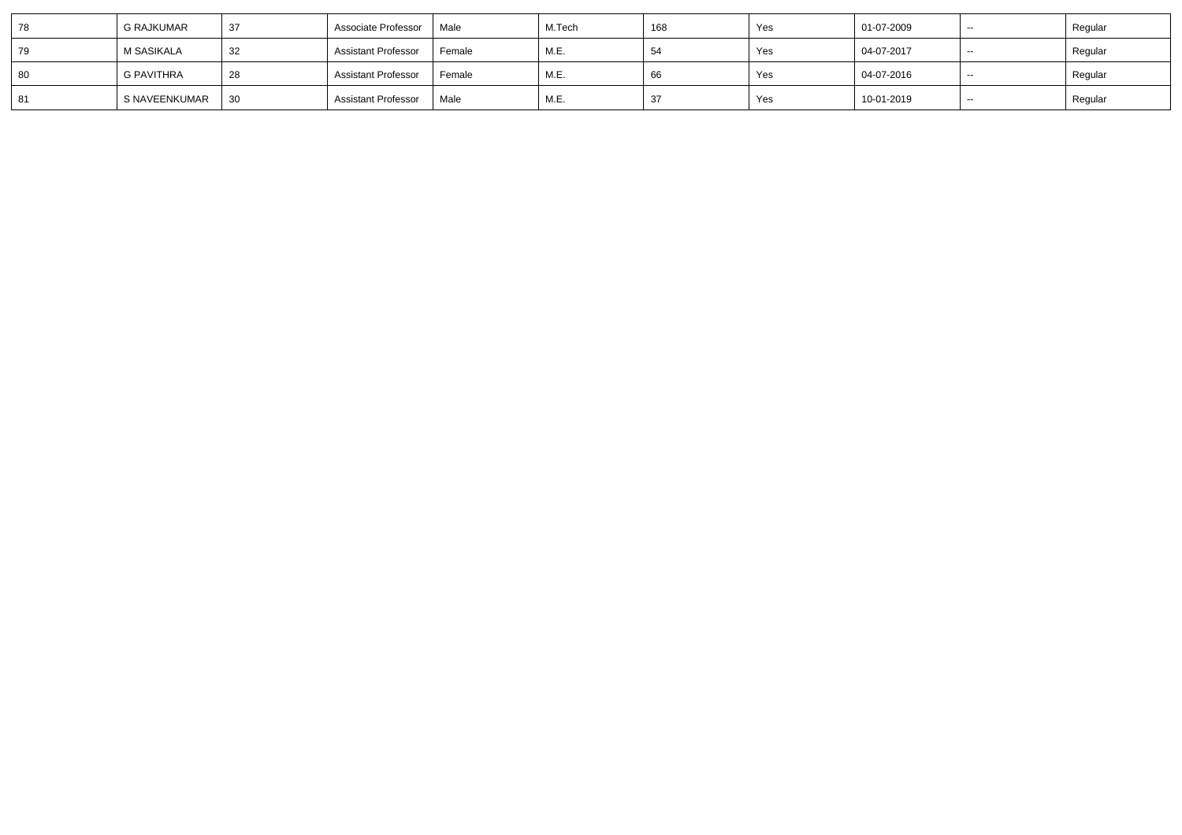| | | | | | | | | | | |
|---|---|---|---|---|---|---|---|---|---|---|
| 78 | G RAJKUMAR | 37 | Associate Professor | Male | M.Tech | 168 | Yes | 01-07-2009 | -- | Regular |
| 79 | M SASIKALA | 32 | Assistant Professor | Female | M.E. | 54 | Yes | 04-07-2017 | -- | Regular |
| 80 | G PAVITHRA | 28 | Assistant Professor | Female | M.E. | 66 | Yes | 04-07-2016 | -- | Regular |
| 81 | S NAVEENKUMAR | 30 | Assistant Professor | Male | M.E. | 37 | Yes | 10-01-2019 | -- | Regular |